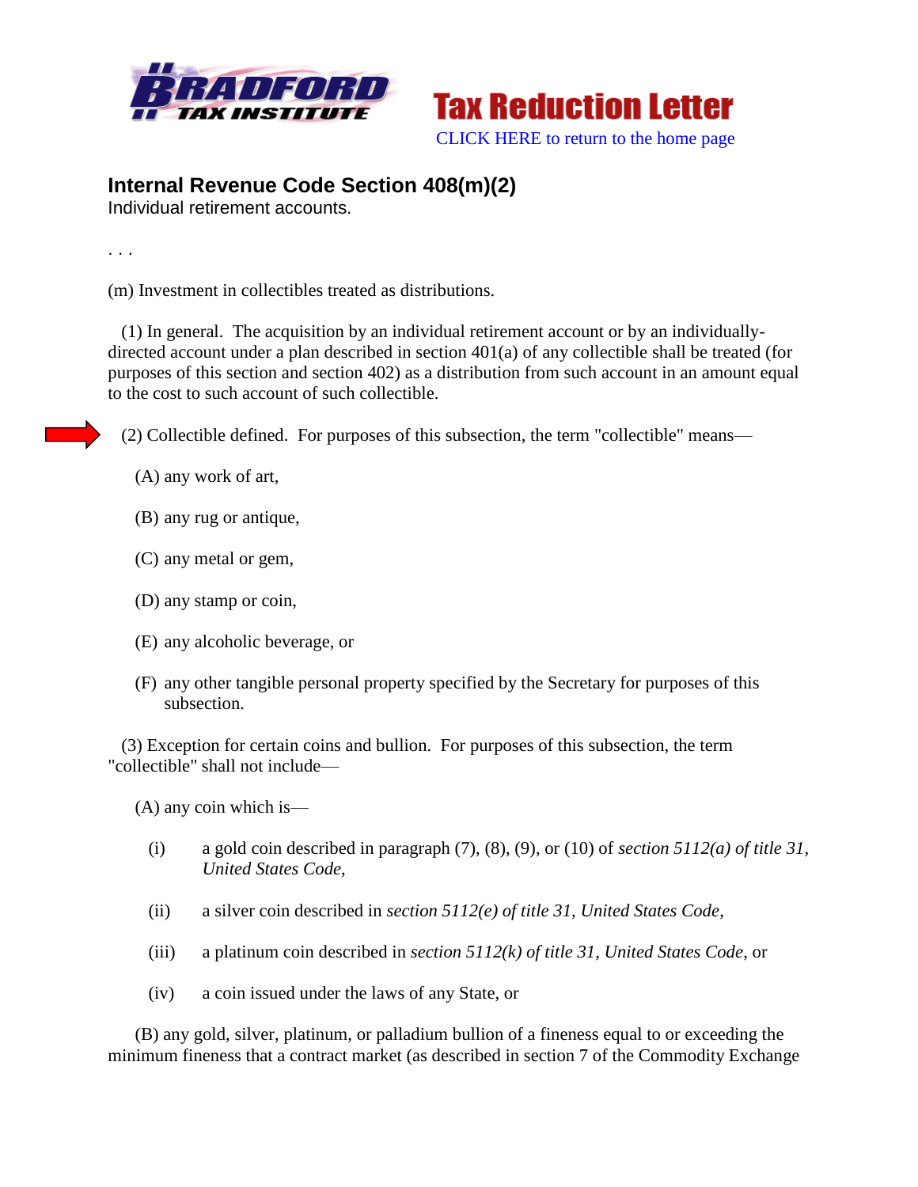**Tax Reduction Letter**

CLICK HERE to return to the home page

## Internal Revenue Code Section 408(m)(2)

Individual retirement accounts.

. . .

(m) Investment in collectibles treated as distributions.

(1) In general. The acquisition by an individual retirement account or by an individually-directed account under a plan described in section 401(a) of any collectible shall be treated (for purposes of this section and section 402) as a distribution from such account in an amount equal to the cost to such account of such collectible.

(2) Collectible defined. For purposes of this subsection, the term "collectible" means—

(A) any work of art,

(B) any rug or antique,

(C) any metal or gem,

(D) any stamp or coin,

(E) any alcoholic beverage, or

(F) any other tangible personal property specified by the Secretary for purposes of this subsection.

(3) Exception for certain coins and bullion. For purposes of this subsection, the term "collectible" shall not include—

(A) any coin which is—

(i) a gold coin described in paragraph (7), (8), (9), or (10) of *section 5112(a) of title 31, United States Code*,

(ii) a silver coin described in *section 5112(e) of title 31, United States Code*,

(iii) a platinum coin described in *section 5112(k) of title 31, United States Code*, or

(iv) a coin issued under the laws of any State, or

(B) any gold, silver, platinum, or palladium bullion of a fineness equal to or exceeding the minimum fineness that a contract market (as described in section 7 of the Commodity Exchange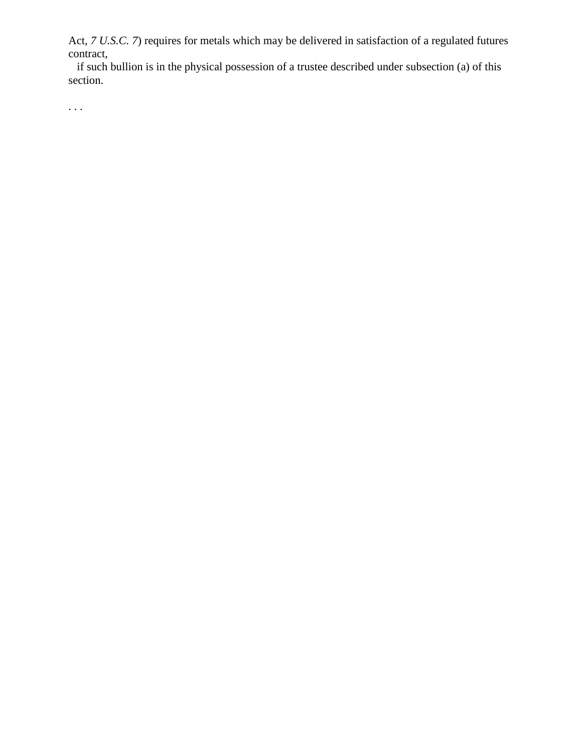Act, *7 U.S.C. 7*) requires for metals which may be delivered in satisfaction of a regulated futures contract,

if such bullion is in the physical possession of a trustee described under subsection (a) of this section.

. . .